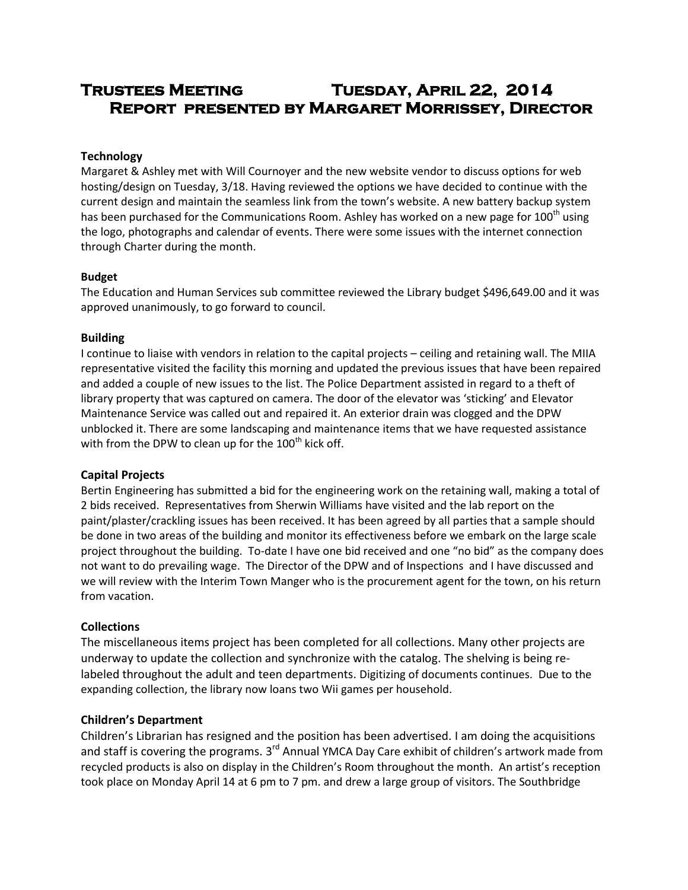# Trustees Meeting Tuesday, April 22, 2014
## Report presented by Margaret Morrissey, Director

### Technology

Margaret & Ashley met with Will Cournoyer and the new website vendor to discuss options for web hosting/design on Tuesday, 3/18. Having reviewed the options we have decided to continue with the current design and maintain the seamless link from the town's website. A new battery backup system has been purchased for the Communications Room. Ashley has worked on a new page for 100th using the logo, photographs and calendar of events. There were some issues with the internet connection through Charter during the month.

### Budget

The Education and Human Services sub committee reviewed the Library budget $496,649.00 and it was approved unanimously, to go forward to council.

### Building

I continue to liaise with vendors in relation to the capital projects – ceiling and retaining wall. The MIIA representative visited the facility this morning and updated the previous issues that have been repaired and added a couple of new issues to the list. The Police Department assisted in regard to a theft of library property that was captured on camera. The door of the elevator was 'sticking' and Elevator Maintenance Service was called out and repaired it. An exterior drain was clogged and the DPW unblocked it. There are some landscaping and maintenance items that we have requested assistance with from the DPW to clean up for the 100th kick off.

### Capital Projects

Bertin Engineering has submitted a bid for the engineering work on the retaining wall, making a total of 2 bids received. Representatives from Sherwin Williams have visited and the lab report on the paint/plaster/crackling issues has been received. It has been agreed by all parties that a sample should be done in two areas of the building and monitor its effectiveness before we embark on the large scale project throughout the building. To-date I have one bid received and one "no bid" as the company does not want to do prevailing wage. The Director of the DPW and of Inspections and I have discussed and we will review with the Interim Town Manger who is the procurement agent for the town, on his return from vacation.

### Collections

The miscellaneous items project has been completed for all collections. Many other projects are underway to update the collection and synchronize with the catalog. The shelving is being re-labeled throughout the adult and teen departments. Digitizing of documents continues. Due to the expanding collection, the library now loans two Wii games per household.

### Children's Department

Children's Librarian has resigned and the position has been advertised. I am doing the acquisitions and staff is covering the programs. 3rd Annual YMCA Day Care exhibit of children's artwork made from recycled products is also on display in the Children's Room throughout the month. An artist's reception took place on Monday April 14 at 6 pm to 7 pm. and drew a large group of visitors. The Southbridge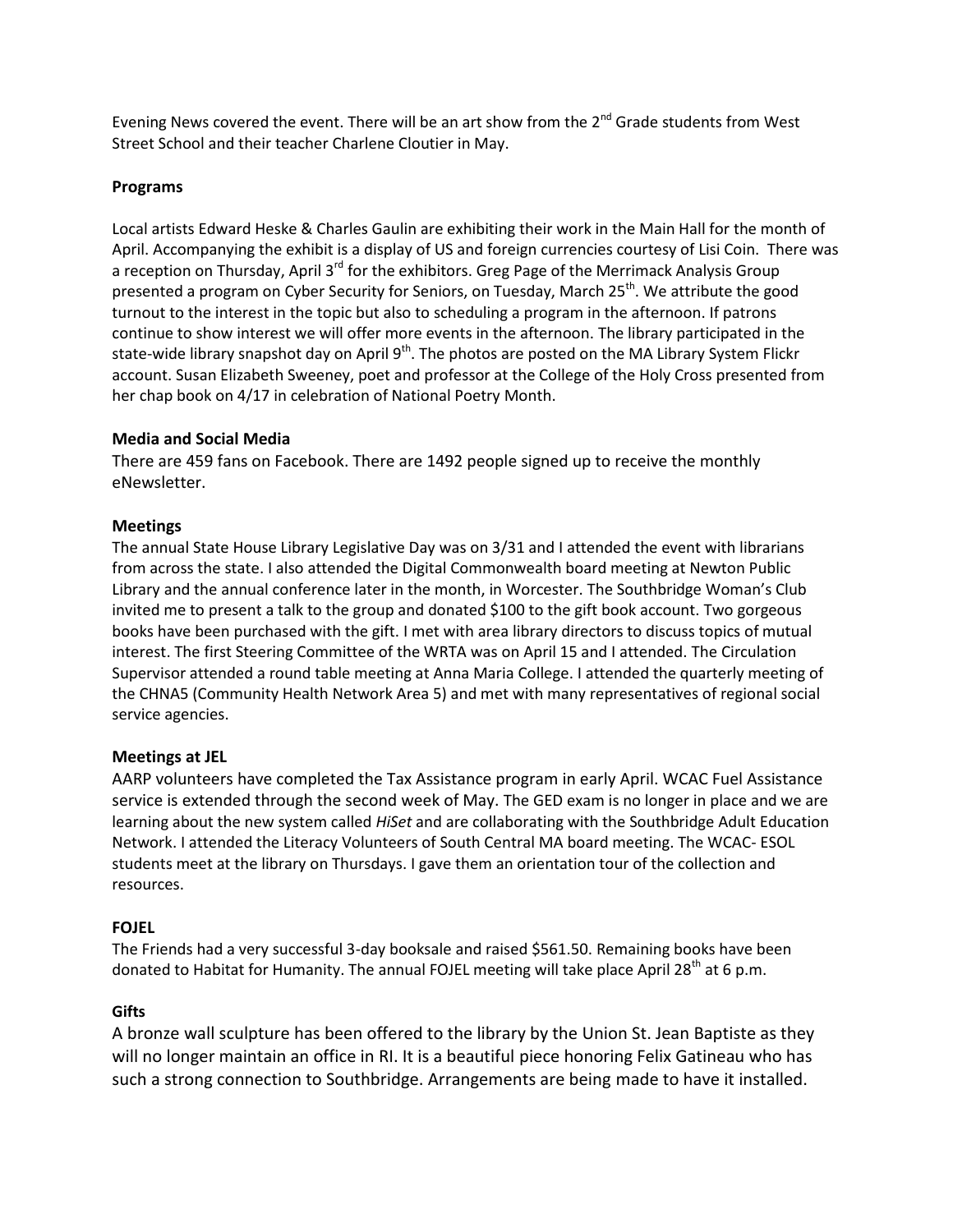Evening News covered the event. There will be an art show from the 2nd Grade students from West Street School and their teacher Charlene Cloutier in May.

**Programs**

Local artists Edward Heske & Charles Gaulin are exhibiting their work in the Main Hall for the month of April. Accompanying the exhibit is a display of US and foreign currencies courtesy of Lisi Coin. There was a reception on Thursday, April 3rd for the exhibitors. Greg Page of the Merrimack Analysis Group presented a program on Cyber Security for Seniors, on Tuesday, March 25th. We attribute the good turnout to the interest in the topic but also to scheduling a program in the afternoon. If patrons continue to show interest we will offer more events in the afternoon. The library participated in the state-wide library snapshot day on April 9th. The photos are posted on the MA Library System Flickr account. Susan Elizabeth Sweeney, poet and professor at the College of the Holy Cross presented from her chap book on 4/17 in celebration of National Poetry Month.

**Media and Social Media**

There are 459 fans on Facebook. There are 1492 people signed up to receive the monthly eNewsletter.

**Meetings**

The annual State House Library Legislative Day was on 3/31 and I attended the event with librarians from across the state. I also attended the Digital Commonwealth board meeting at Newton Public Library and the annual conference later in the month, in Worcester. The Southbridge Woman's Club invited me to present a talk to the group and donated $100 to the gift book account. Two gorgeous books have been purchased with the gift. I met with area library directors to discuss topics of mutual interest. The first Steering Committee of the WRTA was on April 15 and I attended. The Circulation Supervisor attended a round table meeting at Anna Maria College. I attended the quarterly meeting of the CHNA5 (Community Health Network Area 5) and met with many representatives of regional social service agencies.

**Meetings at JEL**

AARP volunteers have completed the Tax Assistance program in early April. WCAC Fuel Assistance service is extended through the second week of May. The GED exam is no longer in place and we are learning about the new system called *HiSet* and are collaborating with the Southbridge Adult Education Network. I attended the Literacy Volunteers of South Central MA board meeting. The WCAC- ESOL students meet at the library on Thursdays. I gave them an orientation tour of the collection and resources.

**FOJEL**

The Friends had a very successful 3-day booksale and raised $561.50. Remaining books have been donated to Habitat for Humanity. The annual FOJEL meeting will take place April 28th at 6 p.m.

**Gifts**

A bronze wall sculpture has been offered to the library by the Union St. Jean Baptiste as they will no longer maintain an office in RI. It is a beautiful piece honoring Felix Gatineau who has such a strong connection to Southbridge. Arrangements are being made to have it installed.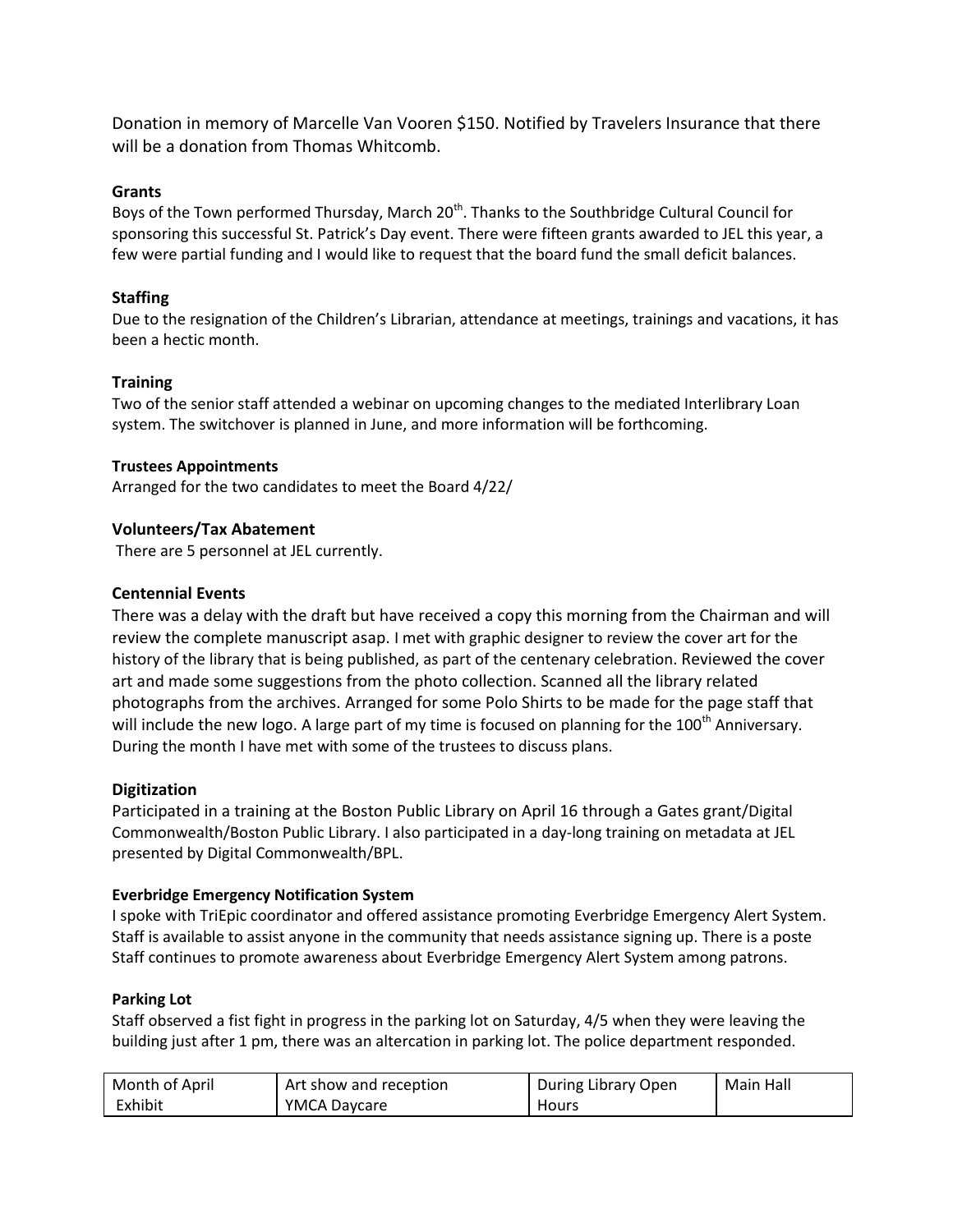Donation in memory of Marcelle Van Vooren $150. Notified by Travelers Insurance that there will be a donation from Thomas Whitcomb.

**Grants**

Boys of the Town performed Thursday, March 20th. Thanks to the Southbridge Cultural Council for sponsoring this successful St. Patrick's Day event. There were fifteen grants awarded to JEL this year, a few were partial funding and I would like to request that the board fund the small deficit balances.

**Staffing**

Due to the resignation of the Children's Librarian, attendance at meetings, trainings and vacations, it has been a hectic month.

**Training**

Two of the senior staff attended a webinar on upcoming changes to the mediated Interlibrary Loan system. The switchover is planned in June, and more information will be forthcoming.

**Trustees Appointments**

Arranged for the two candidates to meet the Board 4/22/

**Volunteers/Tax Abatement**

There are 5 personnel at JEL currently.

**Centennial Events**

There was a delay with the draft but have received a copy this morning from the Chairman and will review the complete manuscript asap. I met with graphic designer to review the cover art for the history of the library that is being published, as part of the centenary celebration. Reviewed the cover art and made some suggestions from the photo collection. Scanned all the library related photographs from the archives. Arranged for some Polo Shirts to be made for the page staff that will include the new logo. A large part of my time is focused on planning for the 100th Anniversary. During the month I have met with some of the trustees to discuss plans.

**Digitization**

Participated in a training at the Boston Public Library on April 16 through a Gates grant/Digital Commonwealth/Boston Public Library. I also participated in a day-long training on metadata at JEL presented by Digital Commonwealth/BPL.

**Everbridge Emergency Notification System**

I spoke with TriEpic coordinator and offered assistance promoting Everbridge Emergency Alert System. Staff is available to assist anyone in the community that needs assistance signing up. There is a poste Staff continues to promote awareness about Everbridge Emergency Alert System among patrons.

**Parking Lot**

Staff observed a fist fight in progress in the parking lot on Saturday, 4/5 when they were leaving the building just after 1 pm, there was an altercation in parking lot. The police department responded.

| Month of April Exhibit | Art show and reception YMCA Daycare | During Library Open Hours | Main Hall |
|---|---|---|---|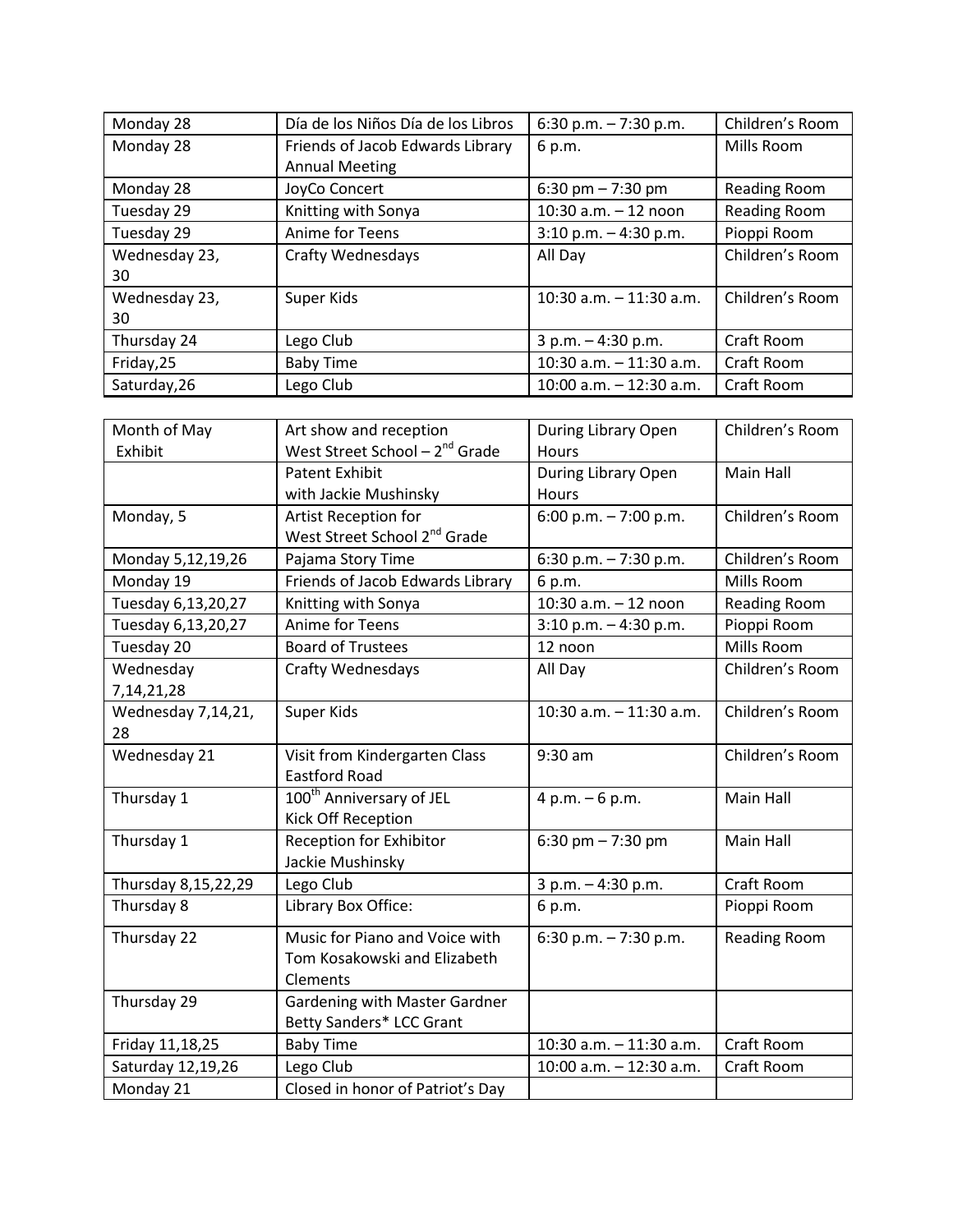| | | | |
|---|---|---|---|
| Monday 28 | Día de los Niños Día de los Libros | 6:30 p.m. – 7:30 p.m. | Children's Room |
| Monday 28 | Friends of Jacob Edwards Library Annual Meeting | 6 p.m. | Mills Room |
| Monday 28 | JoyCo Concert | 6:30 pm – 7:30 pm | Reading Room |
| Tuesday 29 | Knitting with Sonya | 10:30 a.m. – 12 noon | Reading Room |
| Tuesday 29 | Anime for Teens | 3:10 p.m. – 4:30 p.m. | Pioppi Room |
| Wednesday 23, 30 | Crafty Wednesdays | All Day | Children's Room |
| Wednesday 23, 30 | Super Kids | 10:30 a.m. – 11:30 a.m. | Children's Room |
| Thursday 24 | Lego Club | 3 p.m. – 4:30 p.m. | Craft Room |
| Friday,25 | Baby Time | 10:30 a.m. – 11:30 a.m. | Craft Room |
| Saturday,26 | Lego Club | 10:00 a.m. – 12:30 a.m. | Craft Room |

| | | | |
|---|---|---|---|
| Month of May Exhibit | Art show and reception West Street School – 2nd Grade | During Library Open Hours | Children's Room |
| | Patent Exhibit with Jackie Mushinsky | During Library Open Hours | Main Hall |
| Monday, 5 | Artist Reception for West Street School 2nd Grade | 6:00 p.m. – 7:00 p.m. | Children's Room |
| Monday 5,12,19,26 | Pajama Story Time | 6:30 p.m. – 7:30 p.m. | Children's Room |
| Monday 19 | Friends of Jacob Edwards Library | 6 p.m. | Mills Room |
| Tuesday 6,13,20,27 | Knitting with Sonya | 10:30 a.m. – 12 noon | Reading Room |
| Tuesday 6,13,20,27 | Anime for Teens | 3:10 p.m. – 4:30 p.m. | Pioppi Room |
| Tuesday 20 | Board of Trustees | 12 noon | Mills Room |
| Wednesday 7,14,21,28 | Crafty Wednesdays | All Day | Children's Room |
| Wednesday 7,14,21, 28 | Super Kids | 10:30 a.m. – 11:30 a.m. | Children's Room |
| Wednesday 21 | Visit from Kindergarten Class Eastford Road | 9:30 am | Children's Room |
| Thursday 1 | 100th Anniversary of JEL Kick Off Reception | 4 p.m. – 6 p.m. | Main Hall |
| Thursday 1 | Reception for Exhibitor Jackie Mushinsky | 6:30 pm – 7:30 pm | Main Hall |
| Thursday 8,15,22,29 | Lego Club | 3 p.m. – 4:30 p.m. | Craft Room |
| Thursday 8 | Library Box Office: | 6 p.m. | Pioppi Room |
| Thursday 22 | Music for Piano and Voice with Tom Kosakowski and Elizabeth Clements | 6:30 p.m. – 7:30 p.m. | Reading Room |
| Thursday 29 | Gardening with Master Gardner Betty Sanders* LCC Grant | | |
| Friday 11,18,25 | Baby Time | 10:30 a.m. – 11:30 a.m. | Craft Room |
| Saturday 12,19,26 | Lego Club | 10:00 a.m. – 12:30 a.m. | Craft Room |
| Monday 21 | Closed in honor of Patriot's Day | | |